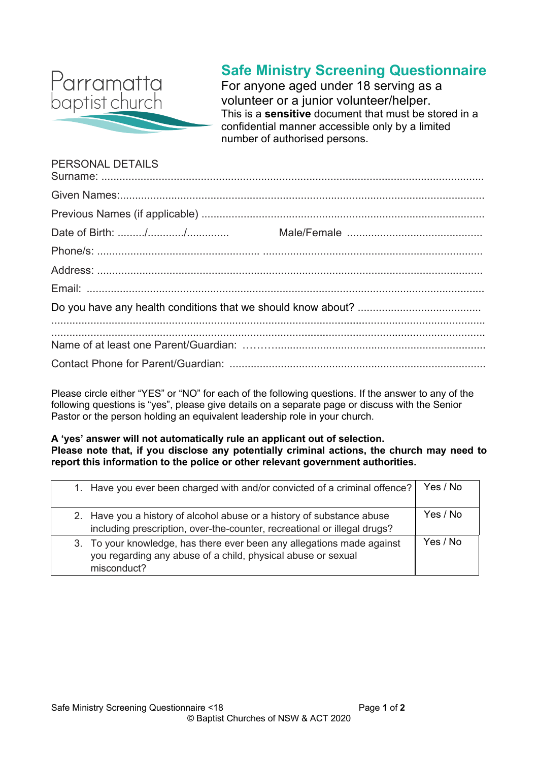Parramatta baptist church

# Safe Ministry Screening Questionnaire

For anyone aged under 18 serving as a volunteer or a junior volunteer/helper.

This is a **sensitive** document that must be stored in a confidential manner accessible only by a limited number of authorised persons.

PERSONAL DETAILS

Surname: ..............................................................................................................................

Given Names:.........................................................................................................................

Previous Names (if applicable) .............................................................................................

Date of Birth: ........./............/.............          Male/Female .............................................

Phone/s: .................................................... .........................................................................

Address: ................................................................................................................................

Email: ....................................................................................................................................

Do you have any health conditions that we should know about? .........................................

..............................................................................................................................................

..............................................................................................................................................

Name of at least one Parent/Guardian: ………......................................................................

Contact Phone for Parent/Guardian: ....................................................................................

Please circle either "YES" or "NO" for each of the following questions. If the answer to any of the following questions is "yes", please give details on a separate page or discuss with the Senior Pastor or the person holding an equivalent leadership role in your church.

**A 'yes' answer will not automatically rule an applicant out of selection.**
**Please note that, if you disclose any potentially criminal actions, the church may need to report this information to the police or other relevant government authorities.**

| Question | Answer |
|---|---|
| 1. Have you ever been charged with and/or convicted of a criminal offence? | Yes / No |
| 2. Have you a history of alcohol abuse or a history of substance abuse including prescription, over-the-counter, recreational or illegal drugs? | Yes / No |
| 3. To your knowledge, has there ever been any allegations made against you regarding any abuse of a child, physical abuse or sexual misconduct? | Yes / No |

Safe Ministry Screening Questionnaire <18

© Baptist Churches of NSW & ACT 2020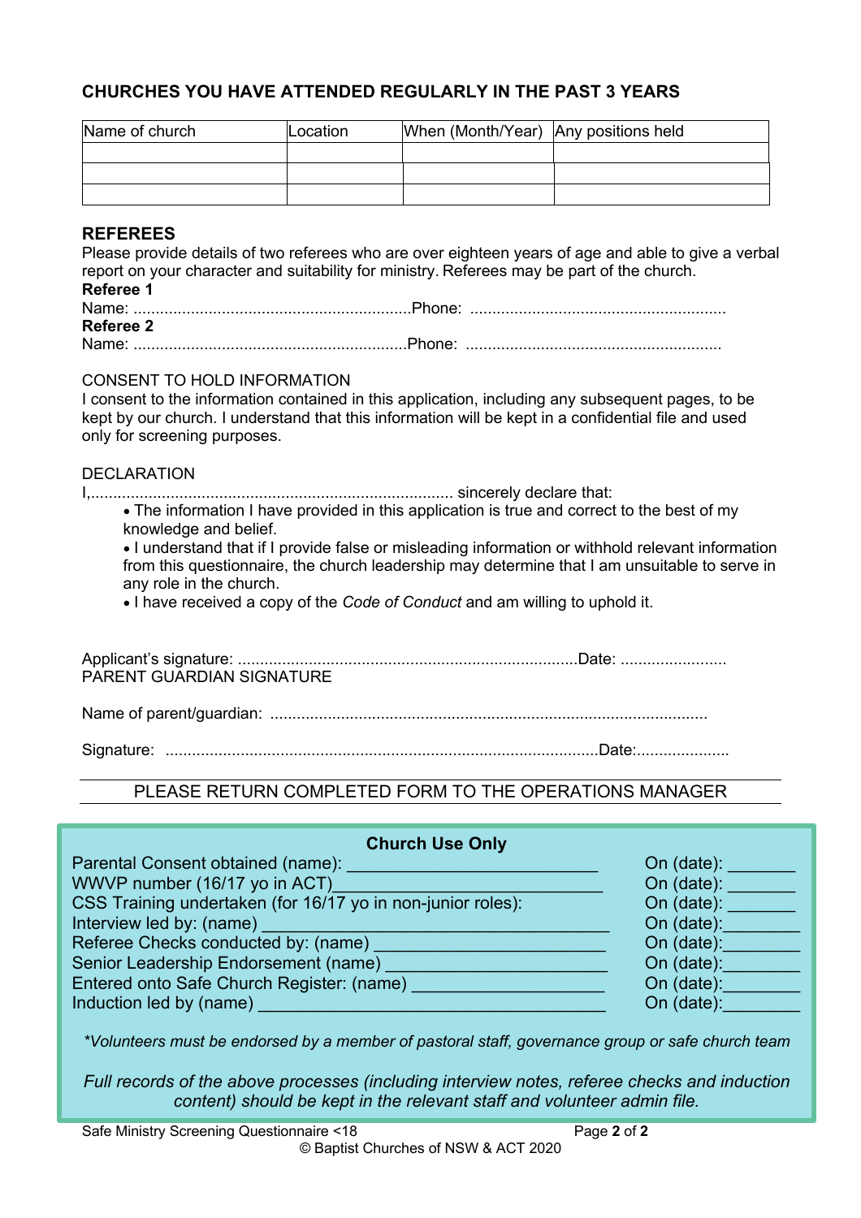## CHURCHES YOU HAVE ATTENDED REGULARLY IN THE PAST 3 YEARS

| Name of church | Location | When (Month/Year) | Any positions held |
|---|---|---|---|
| | | | |
| | | | |
| | | | |

## REFEREES

Please provide details of two referees who are over eighteen years of age and able to give a verbal report on your character and suitability for ministry. Referees may be part of the church.

**Referee 1**

Name: ...............................................................Phone: .........................................................

**Referee 2**

Name: ..............................................................Phone: ..........................................................

CONSENT TO HOLD INFORMATION

I consent to the information contained in this application, including any subsequent pages, to be kept by our church. I understand that this information will be kept in a confidential file and used only for screening purposes.

DECLARATION

I,................................................................................. sincerely declare that:

- The information I have provided in this application is true and correct to the best of my knowledge and belief.
- I understand that if I provide false or misleading information or withhold relevant information from this questionnaire, the church leadership may determine that I am unsuitable to serve in any role in the church.
- I have received a copy of the *Code of Conduct* and am willing to uphold it.

Applicant's signature: ............................................................................Date: ........................

PARENT GUARDIAN SIGNATURE

Name of parent/guardian: ..................................................................................................

Signature: ................................................................................................Date:.....................

PLEASE RETURN COMPLETED FORM TO THE OPERATIONS MANAGER

**Church Use Only**

Parental Consent obtained (name): ___________________________ On (date): _______

WWVP number (16/17 yo in ACT)___________________________ On (date): _______

CSS Training undertaken (for 16/17 yo in non-junior roles): On (date): _______

Interview led by: (name) _____________________________________ On (date):________

Referee Checks conducted by: (name) _________________________ On (date):________

Senior Leadership Endorsement (name) ________________________ On (date):________

Entered onto Safe Church Register: (name) ____________________ On (date):________

Induction led by (name) _____________________________________ On (date):________

*\*Volunteers must be endorsed by a member of pastoral staff, governance group or safe church team*

*Full records of the above processes (including interview notes, referee checks and induction content) should be kept in the relevant staff and volunteer admin file.*

Safe Ministry Screening Questionnaire <18

© Baptist Churches of NSW & ACT 2020